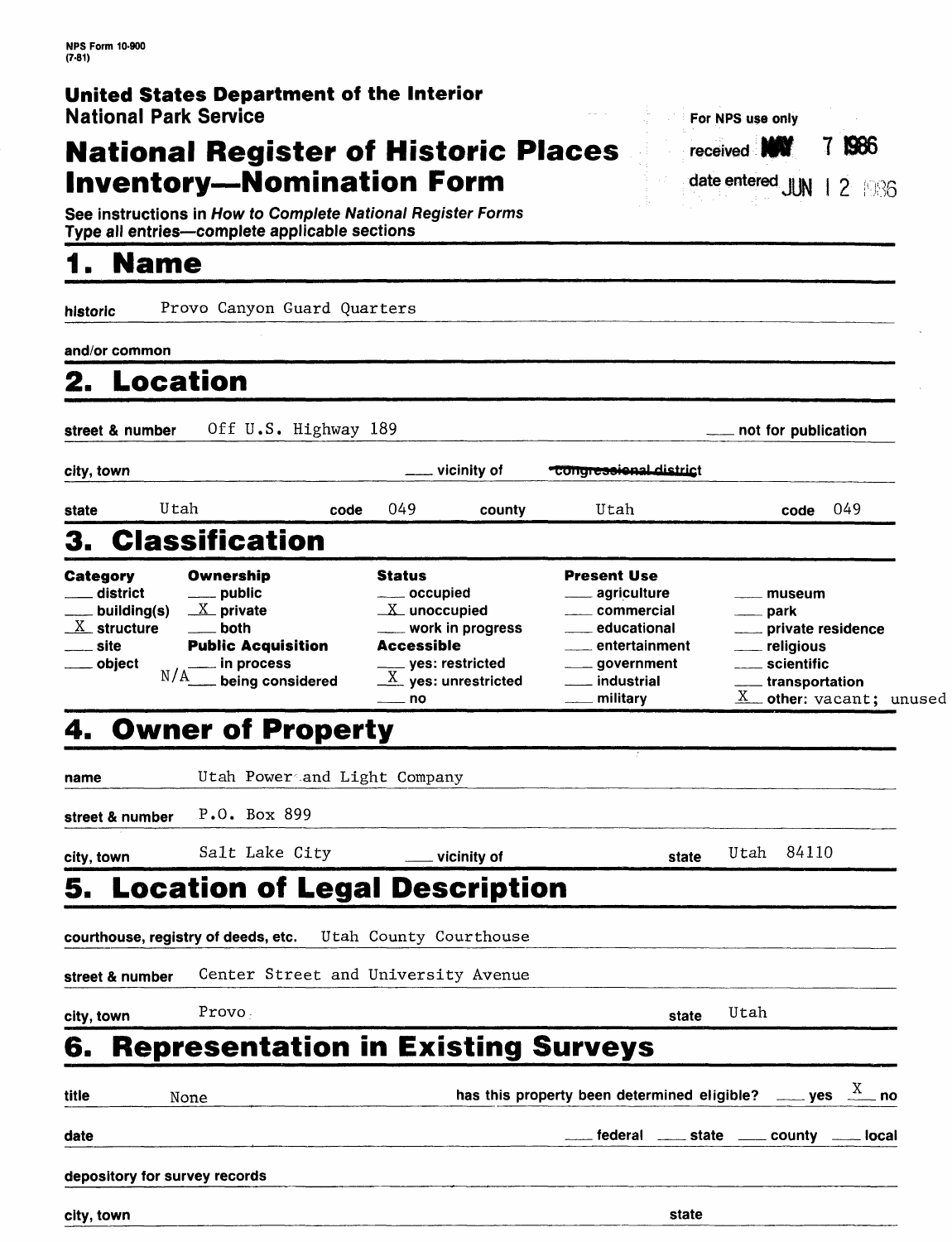NPS Form 10-900
(7-81)

**United States Department of the Interior**
**National Park Service**

# National Register of Historic Places Inventory—Nomination Form

For NPS use only

received MAY 7 1986

date entered JUN 12 1986

See instructions in *How to Complete National Register Forms*
Type all entries—complete applicable sections

## 1. Name

**historic** Provo Canyon Guard Quarters

**and/or common**

## 2. Location

**street & number** Off U.S. Highway 189 ___ not for publication

**city, town** ___ vicinity of ~~congressional district~~

**state** Utah **code** 049 **county** Utah **code** 049

## 3. Classification

| Category | Ownership | Status | Present Use | |
|---|---|---|---|---|
| ___ district | ___ public | ___ occupied | ___ agriculture | ___ museum |
| ___ building(s) | X private | X unoccupied | ___ commercial | ___ park |
| X structure | ___ both | ___ work in progress | ___ educational | ___ private residence |
| ___ site | **Public Acquisition** | **Accessible** | ___ entertainment | ___ religious |
| ___ object | ___ in process | ___ yes: restricted | ___ government | ___ scientific |
| | N/A ___ being considered | X yes: unrestricted | ___ industrial | ___ transportation |
| | | ___ no | ___ military | X other: vacant; unused |

## 4. Owner of Property

**name** Utah Power and Light Company

**street & number** P.O. Box 899

**city, town** Salt Lake City ___ vicinity of **state** Utah 84110

## 5. Location of Legal Description

**courthouse, registry of deeds, etc.** Utah County Courthouse

**street & number** Center Street and University Avenue

**city, town** Provo **state** Utah

## 6. Representation in Existing Surveys

**title** None **has this property been determined eligible?** ___ yes X no

**date** ___ federal ___ state ___ county ___ local

**depository for survey records**

**city, town** **state**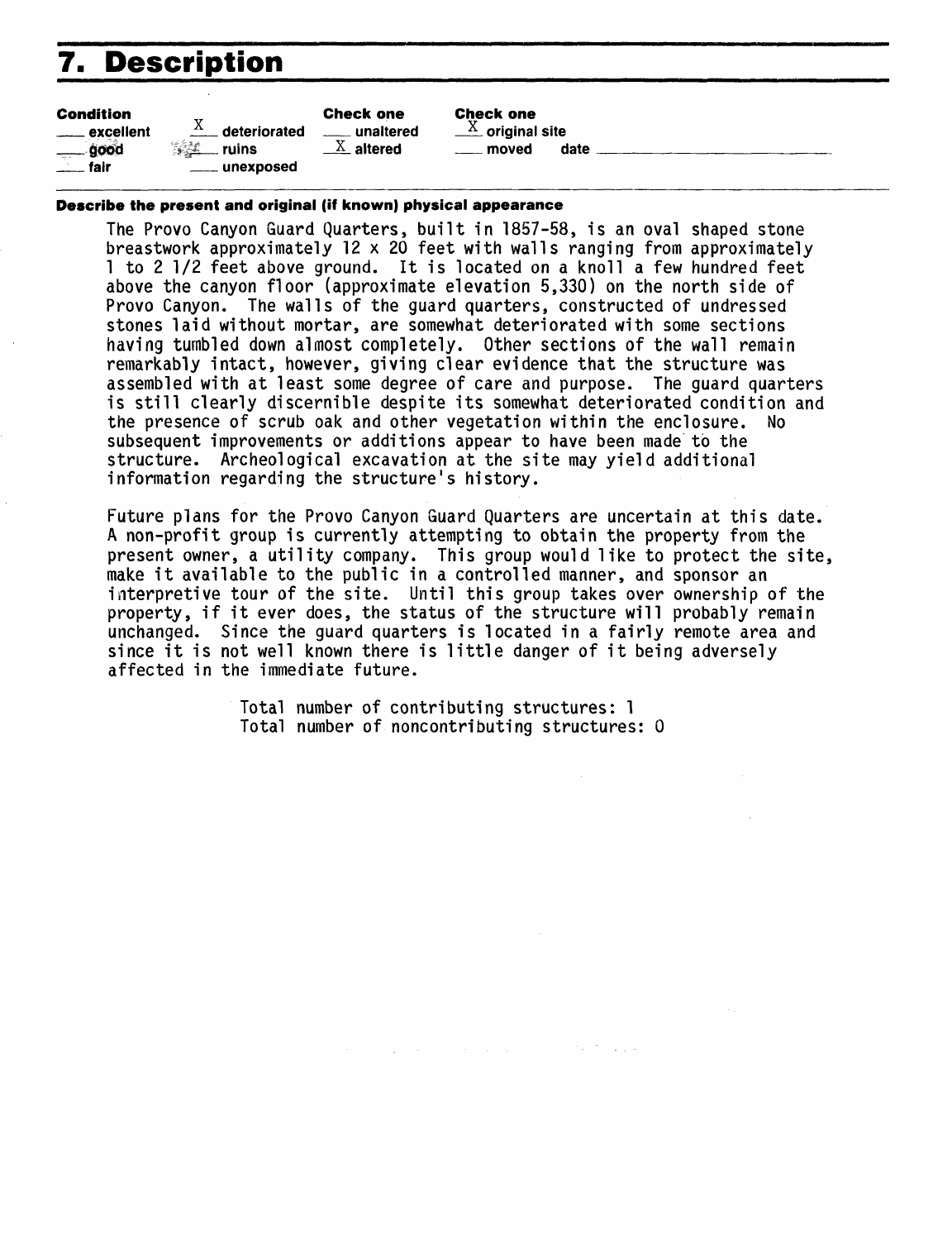# 7. Description

| Condition | | Check one | Check one |
|---|---|---|---|
| ___ excellent | X deteriorated | ___ unaltered | X original site |
| ___ good | ___ ruins | X altered | ___ moved date ___ |
| ___ fair | ___ unexposed | | |

**Describe the present and original (if known) physical appearance**

The Provo Canyon Guard Quarters, built in 1857-58, is an oval shaped stone breastwork approximately 12 x 20 feet with walls ranging from approximately 1 to 2 1/2 feet above ground. It is located on a knoll a few hundred feet above the canyon floor (approximate elevation 5,330) on the north side of Provo Canyon. The walls of the guard quarters, constructed of undressed stones laid without mortar, are somewhat deteriorated with some sections having tumbled down almost completely. Other sections of the wall remain remarkably intact, however, giving clear evidence that the structure was assembled with at least some degree of care and purpose. The guard quarters is still clearly discernible despite its somewhat deteriorated condition and the presence of scrub oak and other vegetation within the enclosure. No subsequent improvements or additions appear to have been made to the structure. Archeological excavation at the site may yield additional information regarding the structure's history.

Future plans for the Provo Canyon Guard Quarters are uncertain at this date. A non-profit group is currently attempting to obtain the property from the present owner, a utility company. This group would like to protect the site, make it available to the public in a controlled manner, and sponsor an interpretive tour of the site. Until this group takes over ownership of the property, if it ever does, the status of the structure will probably remain unchanged. Since the guard quarters is located in a fairly remote area and since it is not well known there is little danger of it being adversely affected in the immediate future.

Total number of contributing structures: 1
Total number of noncontributing structures: 0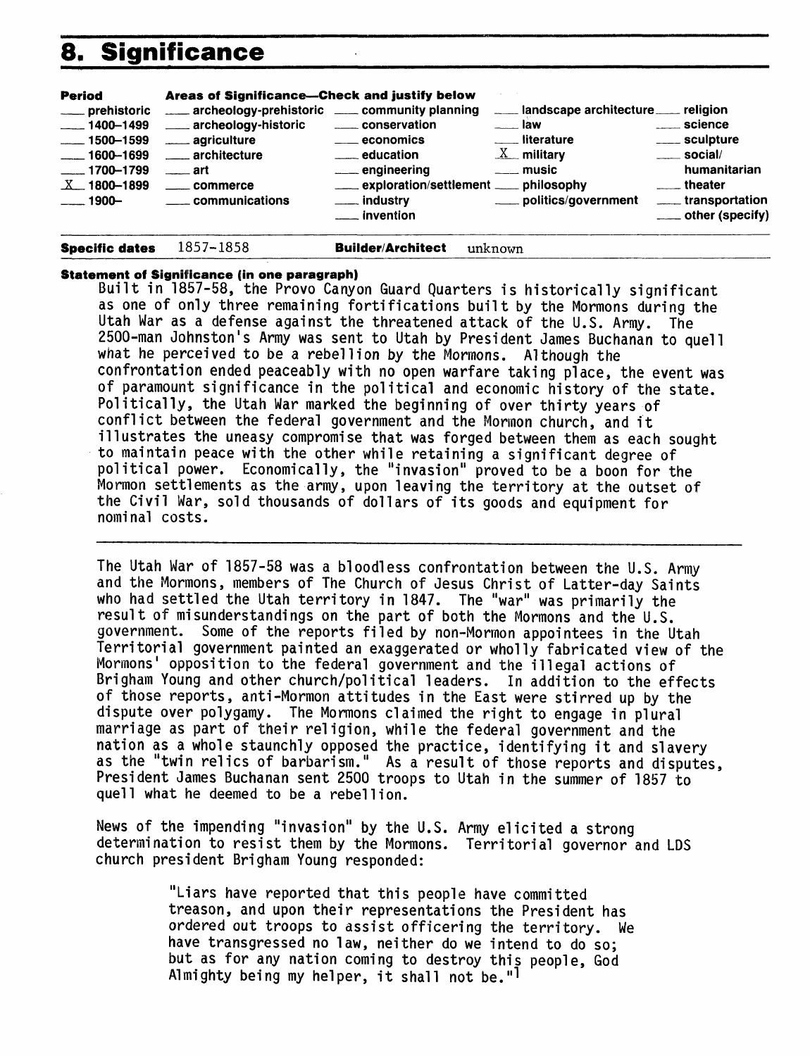# 8. Significance

| Period | Areas of Significance—Check and justify below | | | |
|---|---|---|---|---|
| ___ prehistoric | ___ archeology-prehistoric | ___ community planning | ___ landscape architecture | ___ religion |
| ___ 1400–1499 | ___ archeology-historic | ___ conservation | ___ law | ___ science |
| ___ 1500–1599 | ___ agriculture | ___ economics | ___ literature | ___ sculpture |
| ___ 1600–1699 | ___ architecture | ___ education | _X_ military | ___ social/ humanitarian |
| ___ 1700–1799 | ___ art | ___ engineering | ___ music | ___ theater |
| _X_ 1800–1899 | ___ commerce | ___ exploration/settlement | ___ philosophy | ___ transportation |
| ___ 1900– | ___ communications | ___ industry | ___ politics/government | ___ other (specify) |
| | | ___ invention | | |

**Specific dates** 1857-1858 **Builder/Architect** unknown

**Statement of Significance (in one paragraph)**

Built in 1857-58, the Provo Canyon Guard Quarters is historically significant as one of only three remaining fortifications built by the Mormons during the Utah War as a defense against the threatened attack of the U.S. Army. The 2500-man Johnston's Army was sent to Utah by President James Buchanan to quell what he perceived to be a rebellion by the Mormons. Although the confrontation ended peaceably with no open warfare taking place, the event was of paramount significance in the political and economic history of the state. Politically, the Utah War marked the beginning of over thirty years of conflict between the federal government and the Mormon church, and it illustrates the uneasy compromise that was forged between them as each sought to maintain peace with the other while retaining a significant degree of political power. Economically, the "invasion" proved to be a boon for the Mormon settlements as the army, upon leaving the territory at the outset of the Civil War, sold thousands of dollars of its goods and equipment for nominal costs.

---

The Utah War of 1857-58 was a bloodless confrontation between the U.S. Army and the Mormons, members of The Church of Jesus Christ of Latter-day Saints who had settled the Utah territory in 1847. The "war" was primarily the result of misunderstandings on the part of both the Mormons and the U.S. government. Some of the reports filed by non-Mormon appointees in the Utah Territorial government painted an exaggerated or wholly fabricated view of the Mormons' opposition to the federal government and the illegal actions of Brigham Young and other church/political leaders. In addition to the effects of those reports, anti-Mormon attitudes in the East were stirred up by the dispute over polygamy. The Mormons claimed the right to engage in plural marriage as part of their religion, while the federal government and the nation as a whole staunchly opposed the practice, identifying it and slavery as the "twin relics of barbarism." As a result of those reports and disputes, President James Buchanan sent 2500 troops to Utah in the summer of 1857 to quell what he deemed to be a rebellion.

News of the impending "invasion" by the U.S. Army elicited a strong determination to resist them by the Mormons. Territorial governor and LDS church president Brigham Young responded:

> "Liars have reported that this people have committed treason, and upon their representations the President has ordered out troops to assist officering the territory. We have transgressed no law, neither do we intend to do so; but as for any nation coming to destroy this people, God Almighty being my helper, it shall not be."[1]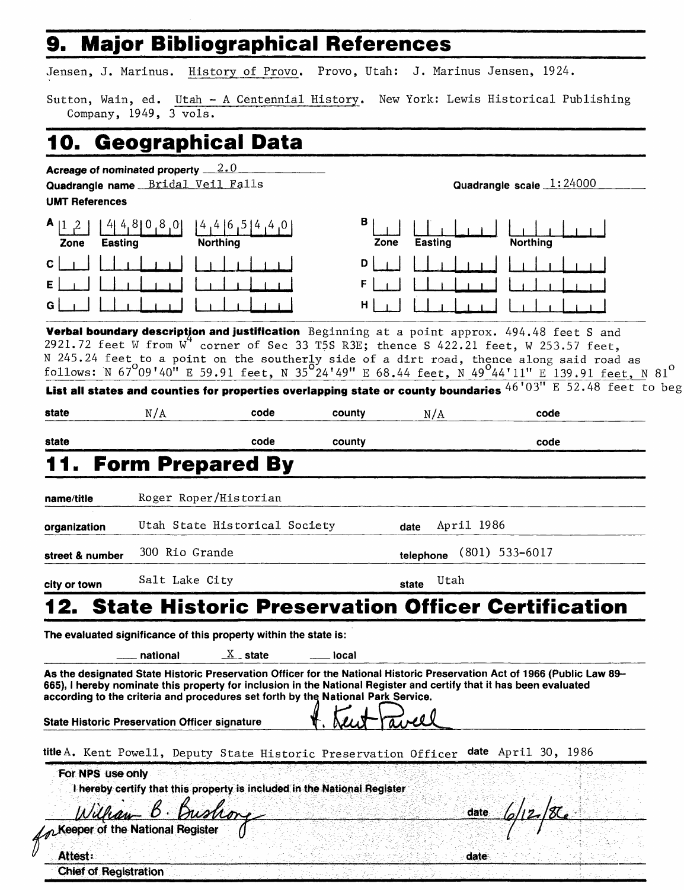## 9. Major Bibliographical References

Jensen, J. Marinus. History of Provo. Provo, Utah: J. Marinus Jensen, 1924.

Sutton, Wain, ed. Utah - A Centennial History. New York: Lewis Historical Publishing Company, 1949, 3 vols.

## 10. Geographical Data

**Acreage of nominated property** 2.0

**Quadrangle name** Bridal Veil Falls **Quadrangle scale** 1:24000

**UMT References**

| | Zone | Easting | Northing |
|---|---|---|---|
| A | 12 | 448080 | 4465440 |
| B | | | |
| C | | | |
| D | | | |
| E | | | |
| F | | | |
| G | | | |
| H | | | |

**Verbal boundary description and justification** Beginning at a point approx. 494.48 feet S and 2921.72 feet W from W¼ corner of Sec 33 T5S R3E; thence S 422.21 feet, W 253.57 feet, N 245.24 feet to a point on the southerly side of a dirt road, thence along said road as follows: N 67°09'40" E 59.91 feet, N 35°24'49" E 68.44 feet, N 49°44'11" E 139.91 feet, N 81° 46'03" E 52.48 feet to beg

**List all states and counties for properties overlapping state or county boundaries**

| state | | code | | county | | code | |
|---|---|---|---|---|---|---|---|
| state | N/A | code | | county | N/A | code | |
| state | | code | | county | | code | |

## 11. Form Prepared By

**name/title** Roger Roper/Historian

**organization** Utah State Historical Society **date** April 1986

**street & number** 300 Rio Grande **telephone** (801) 533-6017

**city or town** Salt Lake City **state** Utah

## 12. State Historic Preservation Officer Certification

**The evaluated significance of this property within the state is:**

___ national  X state  ___ local

**As the designated State Historic Preservation Officer for the National Historic Preservation Act of 1966 (Public Law 89–665), I hereby nominate this property for inclusion in the National Register and certify that it has been evaluated according to the criteria and procedures set forth by the National Park Service.**

**State Historic Preservation Officer signature** A. Kent Powell

**title** A. Kent Powell, Deputy State Historic Preservation Officer **date** April 30, 1986

**For NPS use only**

I hereby certify that this property is included in the National Register

William B. Bushong **date** 6/12/86

for Keeper of the National Register

**Attest:** **date**

**Chief of Registration**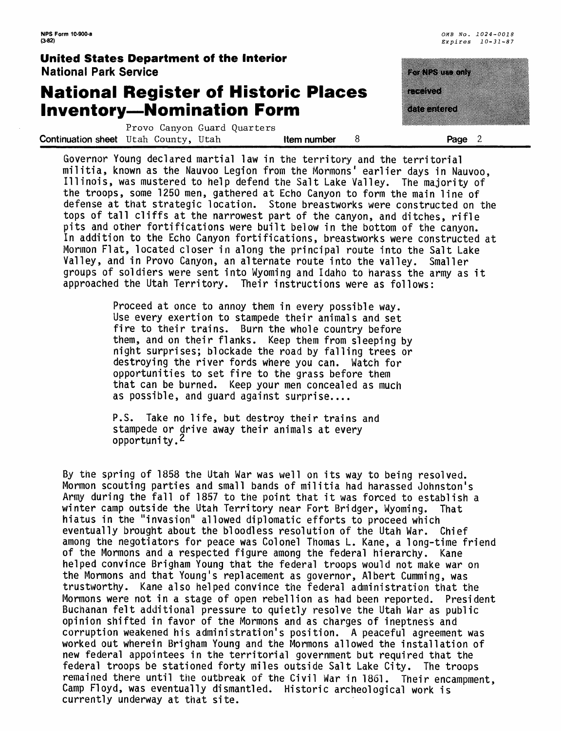Governor Young declared martial law in the territory and the territorial militia, known as the Nauvoo Legion from the Mormons' earlier days in Nauvoo, Illinois, was mustered to help defend the Salt Lake Valley. The majority of the troops, some 1250 men, gathered at Echo Canyon to form the main line of defense at that strategic location. Stone breastworks were constructed on the tops of tall cliffs at the narrowest part of the canyon, and ditches, rifle pits and other fortifications were built below in the bottom of the canyon. In addition to the Echo Canyon fortifications, breastworks were constructed at Mormon Flat, located closer in along the principal route into the Salt Lake Valley, and in Provo Canyon, an alternate route into the valley. Smaller groups of soldiers were sent into Wyoming and Idaho to harass the army as it approached the Utah Territory. Their instructions were as follows:

> Proceed at once to annoy them in every possible way. Use every exertion to stampede their animals and set fire to their trains. Burn the whole country before them, and on their flanks. Keep them from sleeping by night surprises; blockade the road by falling trees or destroying the river fords where you can. Watch for opportunities to set fire to the grass before them that can be burned. Keep your men concealed as much as possible, and guard against surprise....
>
> P.S. Take no life, but destroy their trains and stampede or drive away their animals at every opportunity.[2]

By the spring of 1858 the Utah War was well on its way to being resolved. Mormon scouting parties and small bands of militia had harassed Johnston's Army during the fall of 1857 to the point that it was forced to establish a winter camp outside the Utah Territory near Fort Bridger, Wyoming. That hiatus in the "invasion" allowed diplomatic efforts to proceed which eventually brought about the bloodless resolution of the Utah War. Chief among the negotiators for peace was Colonel Thomas L. Kane, a long-time friend of the Mormons and a respected figure among the federal hierarchy. Kane helped convince Brigham Young that the federal troops would not make war on the Mormons and that Young's replacement as governor, Albert Cumming, was trustworthy. Kane also helped convince the federal administration that the Mormons were not in a stage of open rebellion as had been reported. President Buchanan felt additional pressure to quietly resolve the Utah War as public opinion shifted in favor of the Mormons and as charges of ineptness and corruption weakened his administration's position. A peaceful agreement was worked out wherein Brigham Young and the Mormons allowed the installation of new federal appointees in the territorial government but required that the federal troops be stationed forty miles outside Salt Lake City. The troops remained there until the outbreak of the Civil War in 1861. Their encampment, Camp Floyd, was eventually dismantled. Historic archeological work is currently underway at that site.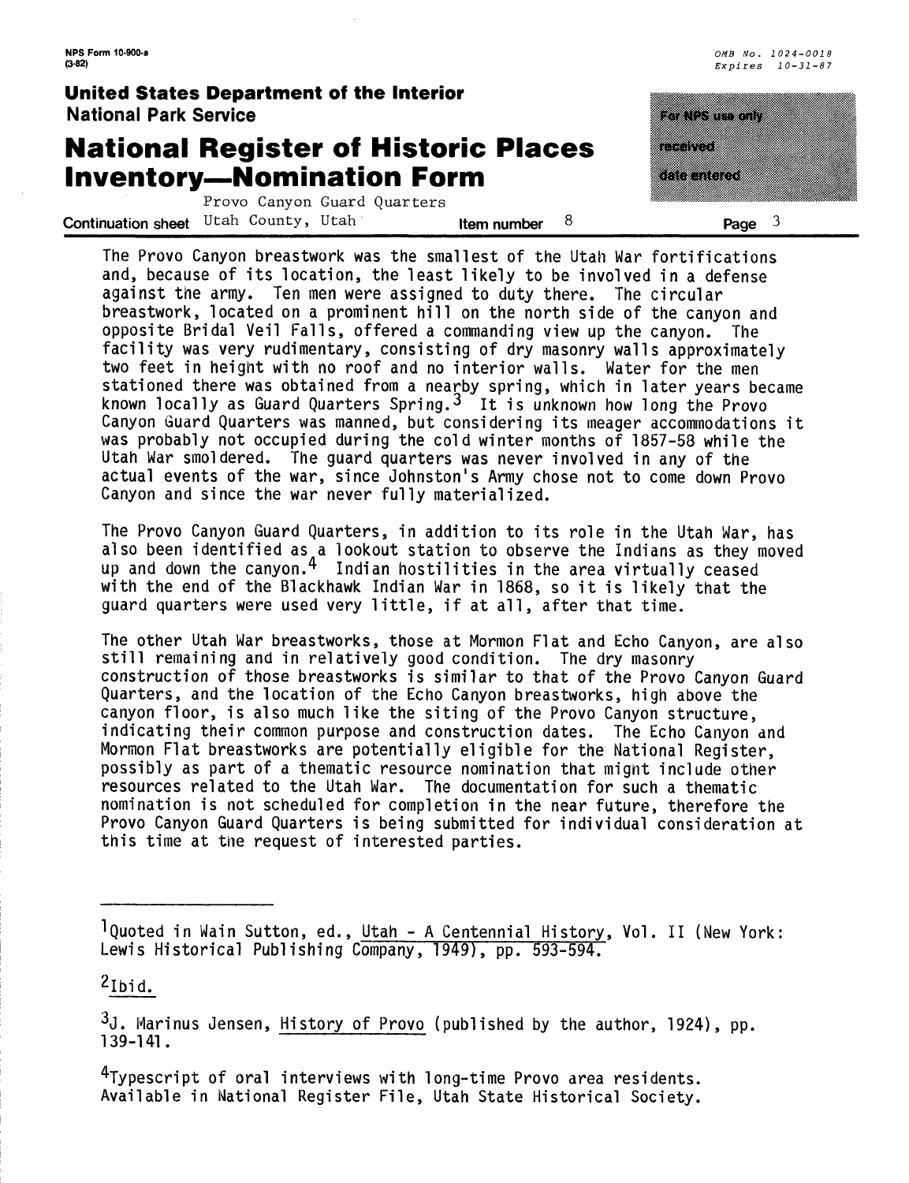The Provo Canyon breastwork was the smallest of the Utah War fortifications and, because of its location, the least likely to be involved in a defense against the army. Ten men were assigned to duty there. The circular breastwork, located on a prominent hill on the north side of the canyon and opposite Bridal Veil Falls, offered a commanding view up the canyon. The facility was very rudimentary, consisting of dry masonry walls approximately two feet in height with no roof and no interior walls. Water for the men stationed there was obtained from a nearby spring, which in later years became known locally as Guard Quarters Spring.[3] It is unknown how long the Provo Canyon Guard Quarters was manned, but considering its meager accommodations it was probably not occupied during the cold winter months of 1857-58 while the Utah War smoldered. The guard quarters was never involved in any of the actual events of the war, since Johnston's Army chose not to come down Provo Canyon and since the war never fully materialized.

The Provo Canyon Guard Quarters, in addition to its role in the Utah War, has also been identified as a lookout station to observe the Indians as they moved up and down the canyon.[4] Indian hostilities in the area virtually ceased with the end of the Blackhawk Indian War in 1868, so it is likely that the guard quarters were used very little, if at all, after that time.

The other Utah War breastworks, those at Mormon Flat and Echo Canyon, are also still remaining and in relatively good condition. The dry masonry construction of those breastworks is similar to that of the Provo Canyon Guard Quarters, and the location of the Echo Canyon breastworks, high above the canyon floor, is also much like the siting of the Provo Canyon structure, indicating their common purpose and construction dates. The Echo Canyon and Mormon Flat breastworks are potentially eligible for the National Register, possibly as part of a thematic resource nomination that might include other resources related to the Utah War. The documentation for such a thematic nomination is not scheduled for completion in the near future, therefore the Provo Canyon Guard Quarters is being submitted for individual consideration at this time at the request of interested parties.

---

[1] Quoted in Wain Sutton, ed., Utah - A Centennial History, Vol. II (New York: Lewis Historical Publishing Company, 1949), pp. 593-594.

[2] Ibid.

[3] J. Marinus Jensen, History of Provo (published by the author, 1924), pp. 139-141.

[4] Typescript of oral interviews with long-time Provo area residents. Available in National Register File, Utah State Historical Society.